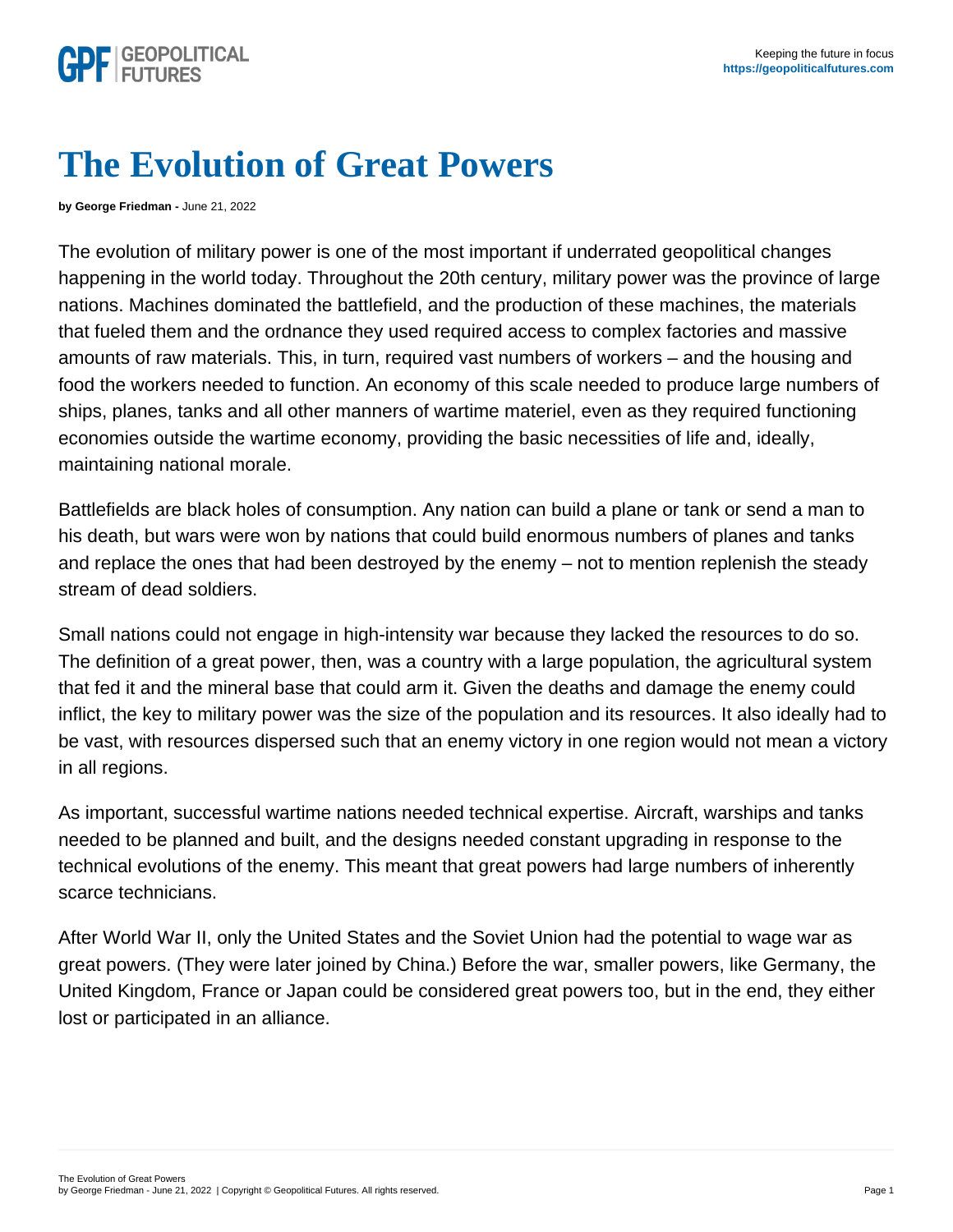# The Evolution of Great Powers

**by George Friedman -** June 21, 2022

The evolution of military power is one of the most important if underrated geopolitical changes happening in the world today. Throughout the 20th century, military power was the province of large nations. Machines dominated the battlefield, and the production of these machines, the materials that fueled them and the ordnance they used required access to complex factories and massive amounts of raw materials. This, in turn, required vast numbers of workers – and the housing and food the workers needed to function. An economy of this scale needed to produce large numbers of ships, planes, tanks and all other manners of wartime materiel, even as they required functioning economies outside the wartime economy, providing the basic necessities of life and, ideally, maintaining national morale.

Battlefields are black holes of consumption. Any nation can build a plane or tank or send a man to his death, but wars were won by nations that could build enormous numbers of planes and tanks and replace the ones that had been destroyed by the enemy – not to mention replenish the steady stream of dead soldiers.

Small nations could not engage in high-intensity war because they lacked the resources to do so. The definition of a great power, then, was a country with a large population, the agricultural system that fed it and the mineral base that could arm it. Given the deaths and damage the enemy could inflict, the key to military power was the size of the population and its resources. It also ideally had to be vast, with resources dispersed such that an enemy victory in one region would not mean a victory in all regions.

As important, successful wartime nations needed technical expertise. Aircraft, warships and tanks needed to be planned and built, and the designs needed constant upgrading in response to the technical evolutions of the enemy. This meant that great powers had large numbers of inherently scarce technicians.

After World War II, only the United States and the Soviet Union had the potential to wage war as great powers. (They were later joined by China.) Before the war, smaller powers, like Germany, the United Kingdom, France or Japan could be considered great powers too, but in the end, they either lost or participated in an alliance.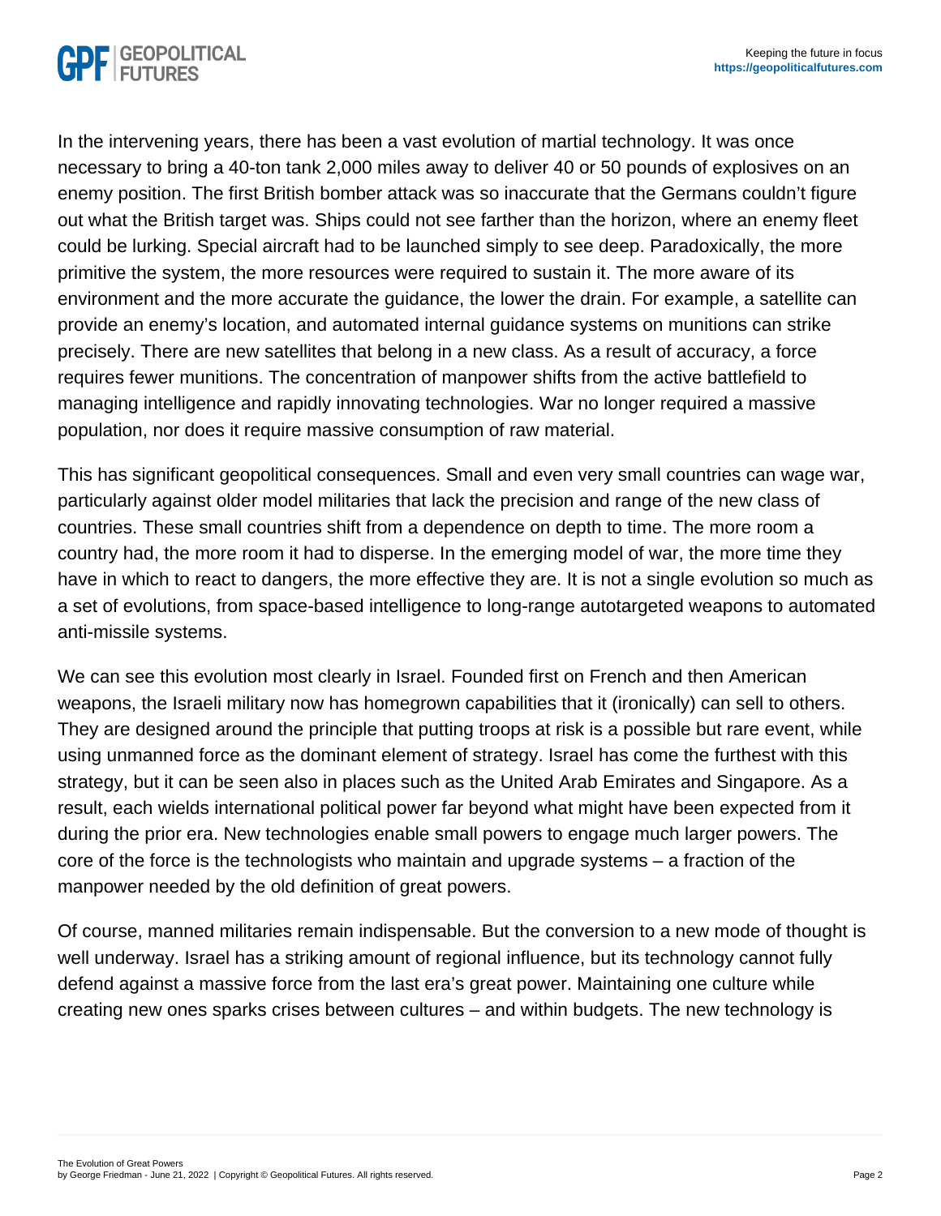In the intervening years, there has been a vast evolution of martial technology. It was once necessary to bring a 40-ton tank 2,000 miles away to deliver 40 or 50 pounds of explosives on an enemy position. The first British bomber attack was so inaccurate that the Germans couldn't figure out what the British target was. Ships could not see farther than the horizon, where an enemy fleet could be lurking. Special aircraft had to be launched simply to see deep. Paradoxically, the more primitive the system, the more resources were required to sustain it. The more aware of its environment and the more accurate the guidance, the lower the drain. For example, a satellite can provide an enemy's location, and automated internal guidance systems on munitions can strike precisely. There are new satellites that belong in a new class. As a result of accuracy, a force requires fewer munitions. The concentration of manpower shifts from the active battlefield to managing intelligence and rapidly innovating technologies. War no longer required a massive population, nor does it require massive consumption of raw material.

This has significant geopolitical consequences. Small and even very small countries can wage war, particularly against older model militaries that lack the precision and range of the new class of countries. These small countries shift from a dependence on depth to time. The more room a country had, the more room it had to disperse. In the emerging model of war, the more time they have in which to react to dangers, the more effective they are. It is not a single evolution so much as a set of evolutions, from space-based intelligence to long-range autotargeted weapons to automated anti-missile systems.

We can see this evolution most clearly in Israel. Founded first on French and then American weapons, the Israeli military now has homegrown capabilities that it (ironically) can sell to others. They are designed around the principle that putting troops at risk is a possible but rare event, while using unmanned force as the dominant element of strategy. Israel has come the furthest with this strategy, but it can be seen also in places such as the United Arab Emirates and Singapore. As a result, each wields international political power far beyond what might have been expected from it during the prior era. New technologies enable small powers to engage much larger powers. The core of the force is the technologists who maintain and upgrade systems – a fraction of the manpower needed by the old definition of great powers.

Of course, manned militaries remain indispensable. But the conversion to a new mode of thought is well underway. Israel has a striking amount of regional influence, but its technology cannot fully defend against a massive force from the last era's great power. Maintaining one culture while creating new ones sparks crises between cultures – and within budgets. The new technology is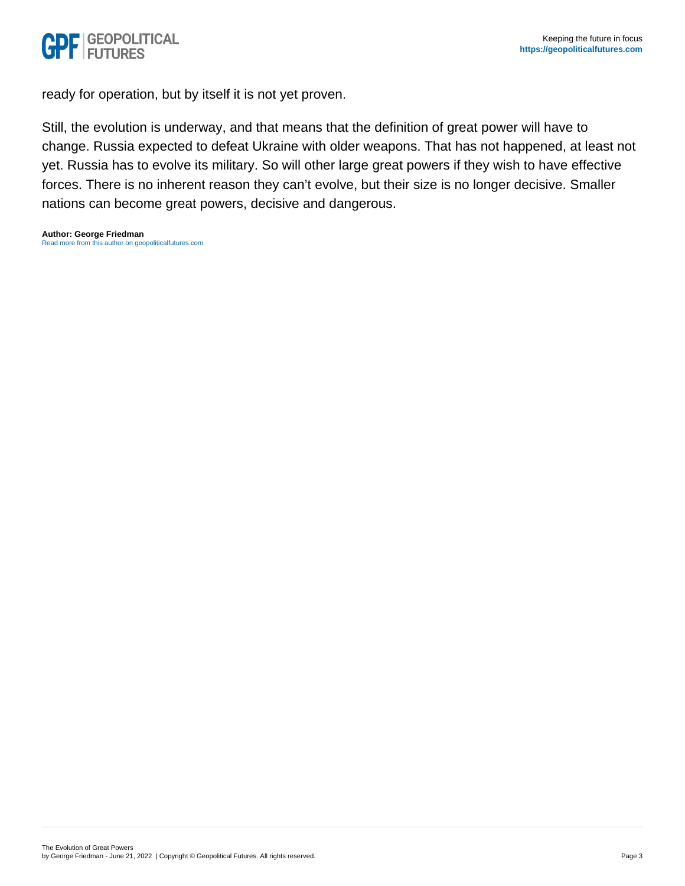ready for operation, but by itself it is not yet proven.

Still, the evolution is underway, and that means that the definition of great power will have to change. Russia expected to defeat Ukraine with older weapons. That has not happened, at least not yet. Russia has to evolve its military. So will other large great powers if they wish to have effective forces. There is no inherent reason they can't evolve, but their size is no longer decisive. Smaller nations can become great powers, decisive and dangerous.

**Author: George Friedman**
Read more from this author on geopoliticalfutures.com